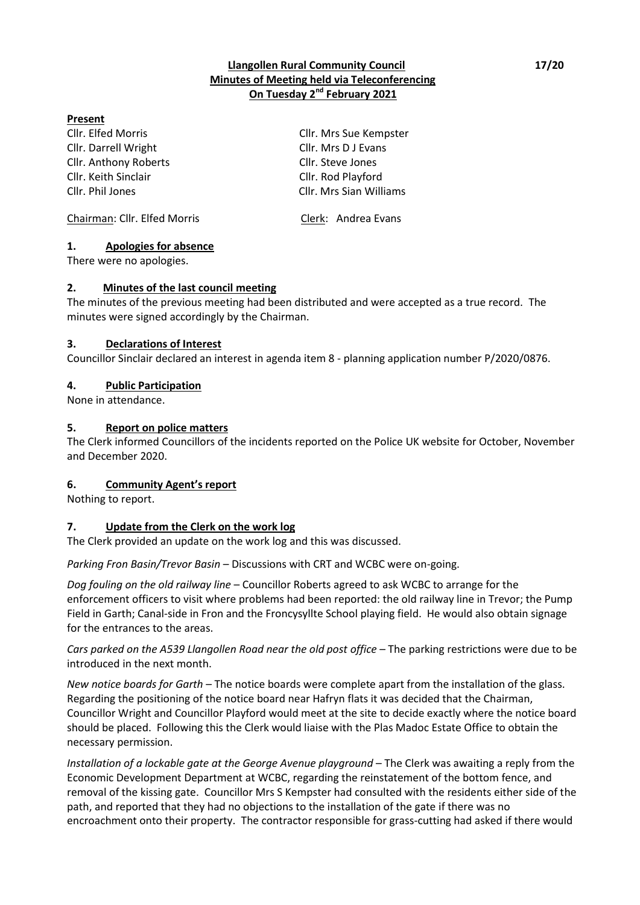**Llangollen Rural Community Council**
**Minutes of Meeting held via Teleconferencing**
**On Tuesday 2nd February 2021**

**Present**

Cllr. Elfed Morris
Cllr. Darrell Wright
Cllr. Anthony Roberts
Cllr. Keith Sinclair
Cllr. Phil Jones
Cllr. Mrs Sue Kempster
Cllr. Mrs D J Evans
Cllr. Steve Jones
Cllr. Rod Playford
Cllr. Mrs Sian Williams

Chairman: Cllr. Elfed Morris
Clerk: Andrea Evans

## 1. Apologies for absence

There were no apologies.

## 2. Minutes of the last council meeting

The minutes of the previous meeting had been distributed and were accepted as a true record. The minutes were signed accordingly by the Chairman.

## 3. Declarations of Interest

Councillor Sinclair declared an interest in agenda item 8 - planning application number P/2020/0876.

## 4. Public Participation

None in attendance.

## 5. Report on police matters

The Clerk informed Councillors of the incidents reported on the Police UK website for October, November and December 2020.

## 6. Community Agent's report

Nothing to report.

## 7. Update from the Clerk on the work log

The Clerk provided an update on the work log and this was discussed.

*Parking Fron Basin/Trevor Basin* – Discussions with CRT and WCBC were on-going.

*Dog fouling on the old railway line* – Councillor Roberts agreed to ask WCBC to arrange for the enforcement officers to visit where problems had been reported: the old railway line in Trevor; the Pump Field in Garth; Canal-side in Fron and the Froncysyllte School playing field. He would also obtain signage for the entrances to the areas.

*Cars parked on the A539 Llangollen Road near the old post office* – The parking restrictions were due to be introduced in the next month.

*New notice boards for Garth* – The notice boards were complete apart from the installation of the glass. Regarding the positioning of the notice board near Hafryn flats it was decided that the Chairman, Councillor Wright and Councillor Playford would meet at the site to decide exactly where the notice board should be placed. Following this the Clerk would liaise with the Plas Madoc Estate Office to obtain the necessary permission.

*Installation of a lockable gate at the George Avenue playground* – The Clerk was awaiting a reply from the Economic Development Department at WCBC, regarding the reinstatement of the bottom fence, and removal of the kissing gate. Councillor Mrs S Kempster had consulted with the residents either side of the path, and reported that they had no objections to the installation of the gate if there was no encroachment onto their property. The contractor responsible for grass-cutting had asked if there would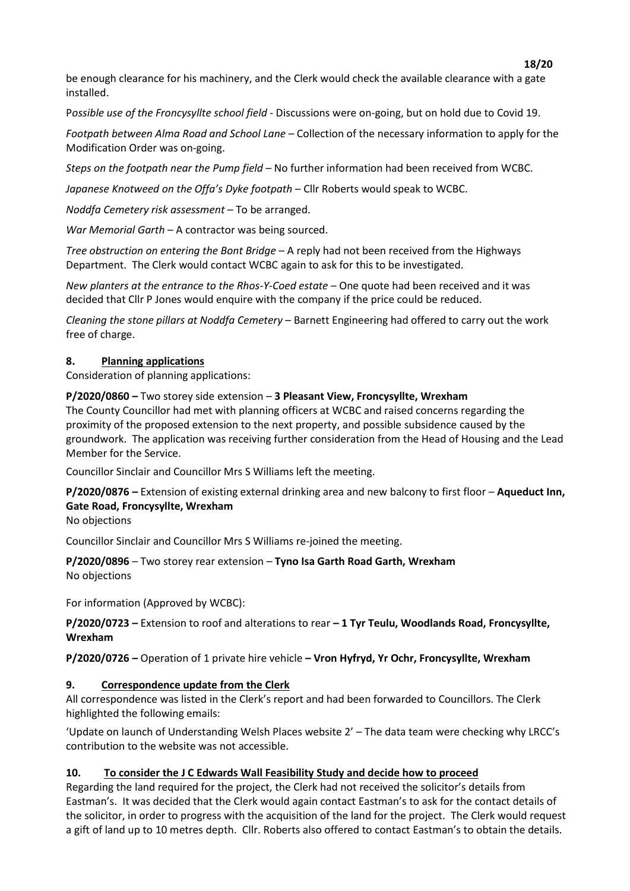be enough clearance for his machinery, and the Clerk would check the available clearance with a gate installed.

*Possible use of the Froncysyllte school field* - Discussions were on-going, but on hold due to Covid 19.

*Footpath between Alma Road and School Lane* – Collection of the necessary information to apply for the Modification Order was on-going.

*Steps on the footpath near the Pump field* – No further information had been received from WCBC.

*Japanese Knotweed on the Offa's Dyke footpath* – Cllr Roberts would speak to WCBC.

*Noddfa Cemetery risk assessment* – To be arranged.

*War Memorial Garth* – A contractor was being sourced.

*Tree obstruction on entering the Bont Bridge* – A reply had not been received from the Highways Department. The Clerk would contact WCBC again to ask for this to be investigated.

*New planters at the entrance to the Rhos-Y-Coed estate* – One quote had been received and it was decided that Cllr P Jones would enquire with the company if the price could be reduced.

*Cleaning the stone pillars at Noddfa Cemetery* – Barnett Engineering had offered to carry out the work free of charge.

## 8. Planning applications

Consideration of planning applications:

**P/2020/0860 –** Two storey side extension – **3 Pleasant View, Froncysyllte, Wrexham**

The County Councillor had met with planning officers at WCBC and raised concerns regarding the proximity of the proposed extension to the next property, and possible subsidence caused by the groundwork. The application was receiving further consideration from the Head of Housing and the Lead Member for the Service.

Councillor Sinclair and Councillor Mrs S Williams left the meeting.

**P/2020/0876 –** Extension of existing external drinking area and new balcony to first floor – **Aqueduct Inn, Gate Road, Froncysyllte, Wrexham**

No objections

Councillor Sinclair and Councillor Mrs S Williams re-joined the meeting.

**P/2020/0896** – Two storey rear extension – **Tyno Isa Garth Road Garth, Wrexham**

No objections

For information (Approved by WCBC):

**P/2020/0723 –** Extension to roof and alterations to rear **– 1 Tyr Teulu, Woodlands Road, Froncysyllte, Wrexham**

**P/2020/0726 –** Operation of 1 private hire vehicle **– Vron Hyfryd, Yr Ochr, Froncysyllte, Wrexham**

## 9. Correspondence update from the Clerk

All correspondence was listed in the Clerk's report and had been forwarded to Councillors. The Clerk highlighted the following emails:

'Update on launch of Understanding Welsh Places website 2' – The data team were checking why LRCC's contribution to the website was not accessible.

## 10. To consider the J C Edwards Wall Feasibility Study and decide how to proceed

Regarding the land required for the project, the Clerk had not received the solicitor's details from Eastman's. It was decided that the Clerk would again contact Eastman's to ask for the contact details of the solicitor, in order to progress with the acquisition of the land for the project. The Clerk would request a gift of land up to 10 metres depth. Cllr. Roberts also offered to contact Eastman's to obtain the details.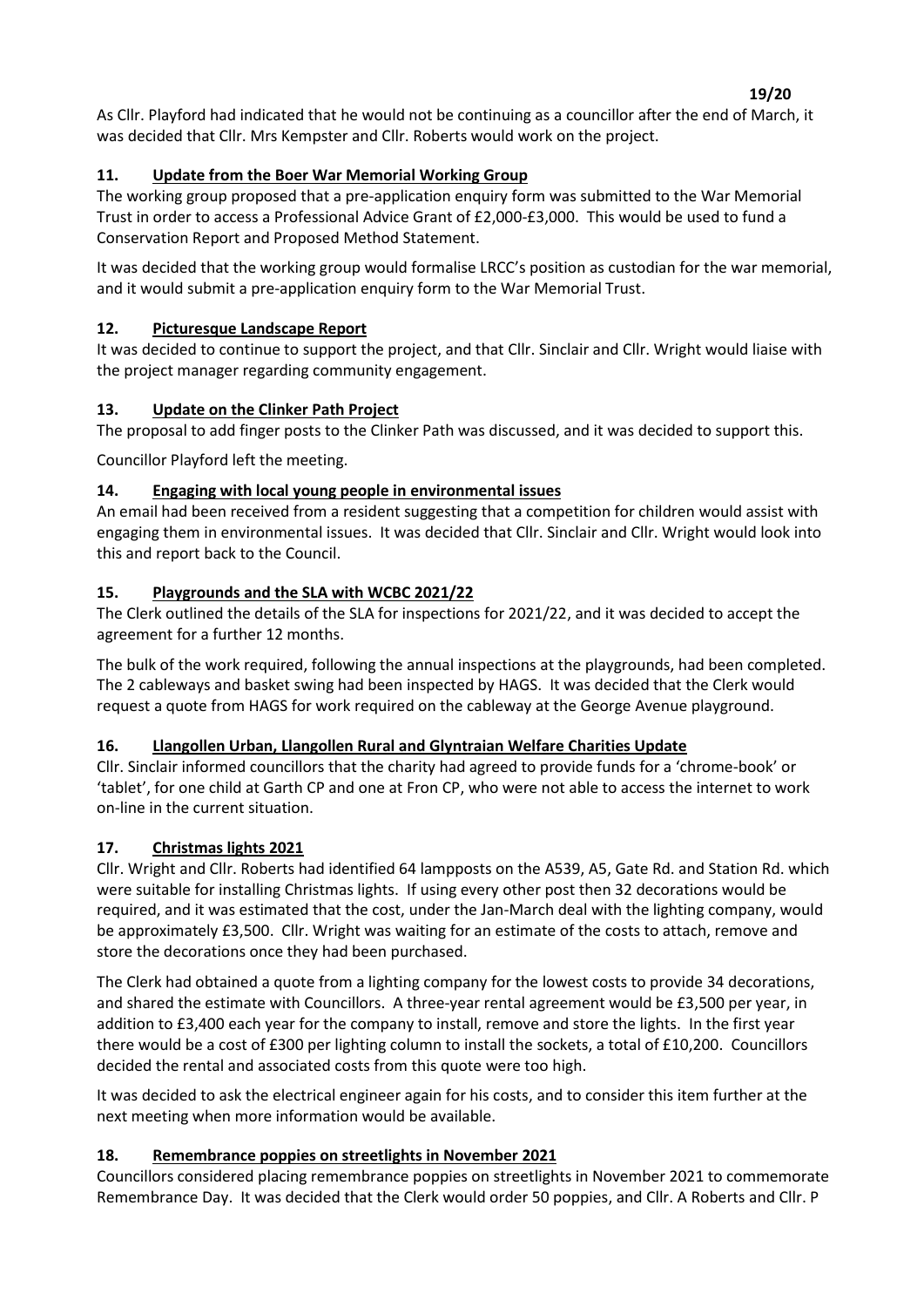As Cllr. Playford had indicated that he would not be continuing as a councillor after the end of March, it was decided that Cllr. Mrs Kempster and Cllr. Roberts would work on the project.

## 11. Update from the Boer War Memorial Working Group

The working group proposed that a pre-application enquiry form was submitted to the War Memorial Trust in order to access a Professional Advice Grant of £2,000-£3,000. This would be used to fund a Conservation Report and Proposed Method Statement.

It was decided that the working group would formalise LRCC's position as custodian for the war memorial, and it would submit a pre-application enquiry form to the War Memorial Trust.

## 12. Picturesque Landscape Report

It was decided to continue to support the project, and that Cllr. Sinclair and Cllr. Wright would liaise with the project manager regarding community engagement.

## 13. Update on the Clinker Path Project

The proposal to add finger posts to the Clinker Path was discussed, and it was decided to support this.

Councillor Playford left the meeting.

## 14. Engaging with local young people in environmental issues

An email had been received from a resident suggesting that a competition for children would assist with engaging them in environmental issues. It was decided that Cllr. Sinclair and Cllr. Wright would look into this and report back to the Council.

## 15. Playgrounds and the SLA with WCBC 2021/22

The Clerk outlined the details of the SLA for inspections for 2021/22, and it was decided to accept the agreement for a further 12 months.

The bulk of the work required, following the annual inspections at the playgrounds, had been completed. The 2 cableways and basket swing had been inspected by HAGS. It was decided that the Clerk would request a quote from HAGS for work required on the cableway at the George Avenue playground.

## 16. Llangollen Urban, Llangollen Rural and Glyntraian Welfare Charities Update

Cllr. Sinclair informed councillors that the charity had agreed to provide funds for a 'chrome-book' or 'tablet', for one child at Garth CP and one at Fron CP, who were not able to access the internet to work on-line in the current situation.

## 17. Christmas lights 2021

Cllr. Wright and Cllr. Roberts had identified 64 lampposts on the A539, A5, Gate Rd. and Station Rd. which were suitable for installing Christmas lights. If using every other post then 32 decorations would be required, and it was estimated that the cost, under the Jan-March deal with the lighting company, would be approximately £3,500. Cllr. Wright was waiting for an estimate of the costs to attach, remove and store the decorations once they had been purchased.

The Clerk had obtained a quote from a lighting company for the lowest costs to provide 34 decorations, and shared the estimate with Councillors. A three-year rental agreement would be £3,500 per year, in addition to £3,400 each year for the company to install, remove and store the lights. In the first year there would be a cost of £300 per lighting column to install the sockets, a total of £10,200. Councillors decided the rental and associated costs from this quote were too high.

It was decided to ask the electrical engineer again for his costs, and to consider this item further at the next meeting when more information would be available.

## 18. Remembrance poppies on streetlights in November 2021

Councillors considered placing remembrance poppies on streetlights in November 2021 to commemorate Remembrance Day. It was decided that the Clerk would order 50 poppies, and Cllr. A Roberts and Cllr. P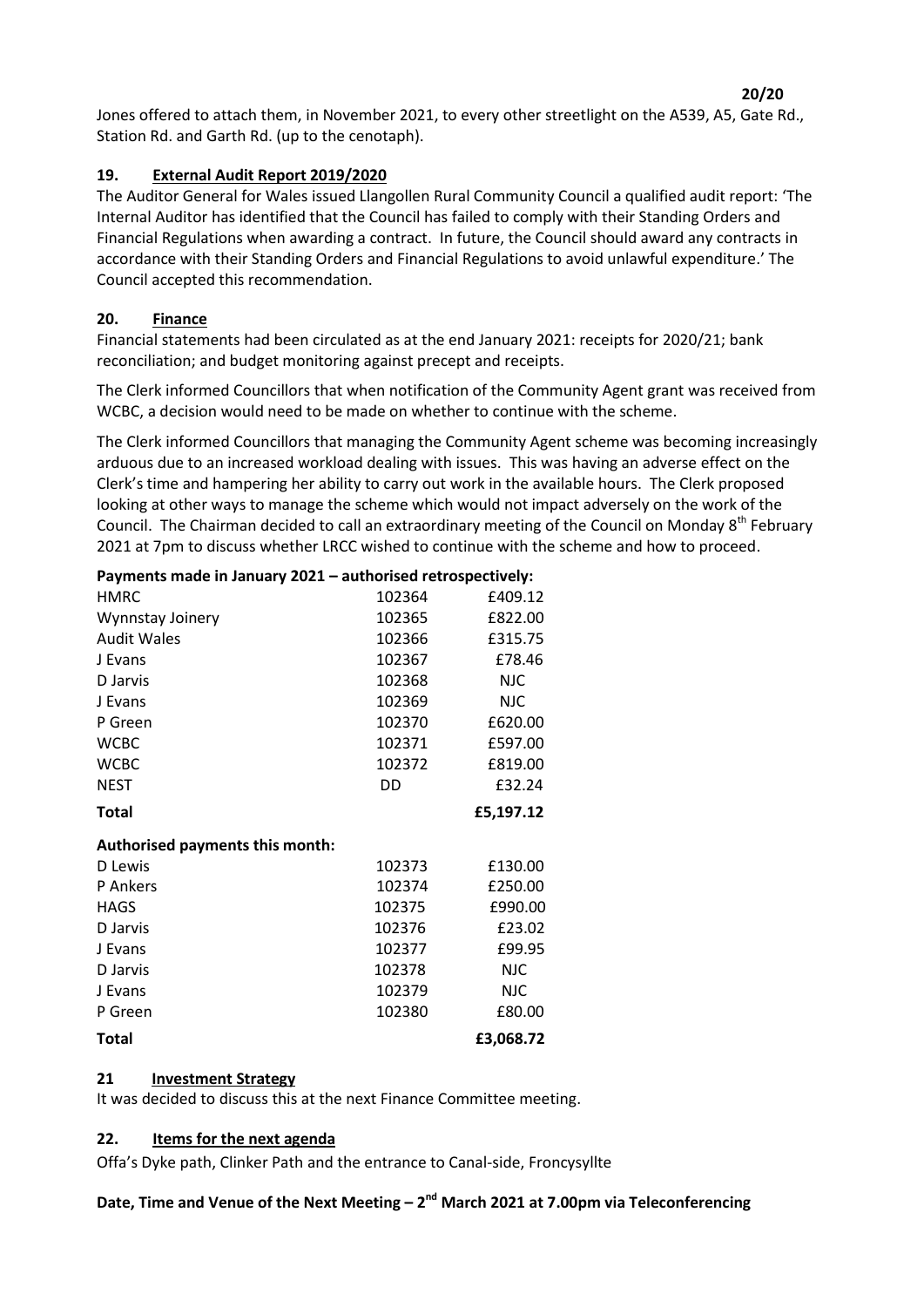Jones offered to attach them, in November 2021, to every other streetlight on the A539, A5, Gate Rd., Station Rd. and Garth Rd. (up to the cenotaph).

## 19. External Audit Report 2019/2020

The Auditor General for Wales issued Llangollen Rural Community Council a qualified audit report: 'The Internal Auditor has identified that the Council has failed to comply with their Standing Orders and Financial Regulations when awarding a contract. In future, the Council should award any contracts in accordance with their Standing Orders and Financial Regulations to avoid unlawful expenditure.' The Council accepted this recommendation.

## 20. Finance

Financial statements had been circulated as at the end January 2021: receipts for 2020/21; bank reconciliation; and budget monitoring against precept and receipts.

The Clerk informed Councillors that when notification of the Community Agent grant was received from WCBC, a decision would need to be made on whether to continue with the scheme.

The Clerk informed Councillors that managing the Community Agent scheme was becoming increasingly arduous due to an increased workload dealing with issues. This was having an adverse effect on the Clerk's time and hampering her ability to carry out work in the available hours. The Clerk proposed looking at other ways to manage the scheme which would not impact adversely on the work of the Council. The Chairman decided to call an extraordinary meeting of the Council on Monday 8th February 2021 at 7pm to discuss whether LRCC wished to continue with the scheme and how to proceed.

**Payments made in January 2021 – authorised retrospectively:**

| | | |
|---|---|---|
| HMRC | 102364 | £409.12 |
| Wynnstay Joinery | 102365 | £822.00 |
| Audit Wales | 102366 | £315.75 |
| J Evans | 102367 | £78.46 |
| D Jarvis | 102368 | NJC |
| J Evans | 102369 | NJC |
| P Green | 102370 | £620.00 |
| WCBC | 102371 | £597.00 |
| WCBC | 102372 | £819.00 |
| NEST | DD | £32.24 |
| **Total** | | **£5,197.12** |

**Authorised payments this month:**

| | | |
|---|---|---|
| D Lewis | 102373 | £130.00 |
| P Ankers | 102374 | £250.00 |
| HAGS | 102375 | £990.00 |
| D Jarvis | 102376 | £23.02 |
| J Evans | 102377 | £99.95 |
| D Jarvis | 102378 | NJC |
| J Evans | 102379 | NJC |
| P Green | 102380 | £80.00 |
| **Total** | | **£3,068.72** |

## 21 Investment Strategy

It was decided to discuss this at the next Finance Committee meeting.

## 22. Items for the next agenda

Offa's Dyke path, Clinker Path and the entrance to Canal-side, Froncysyllte

**Date, Time and Venue of the Next Meeting – 2nd March 2021 at 7.00pm via Teleconferencing**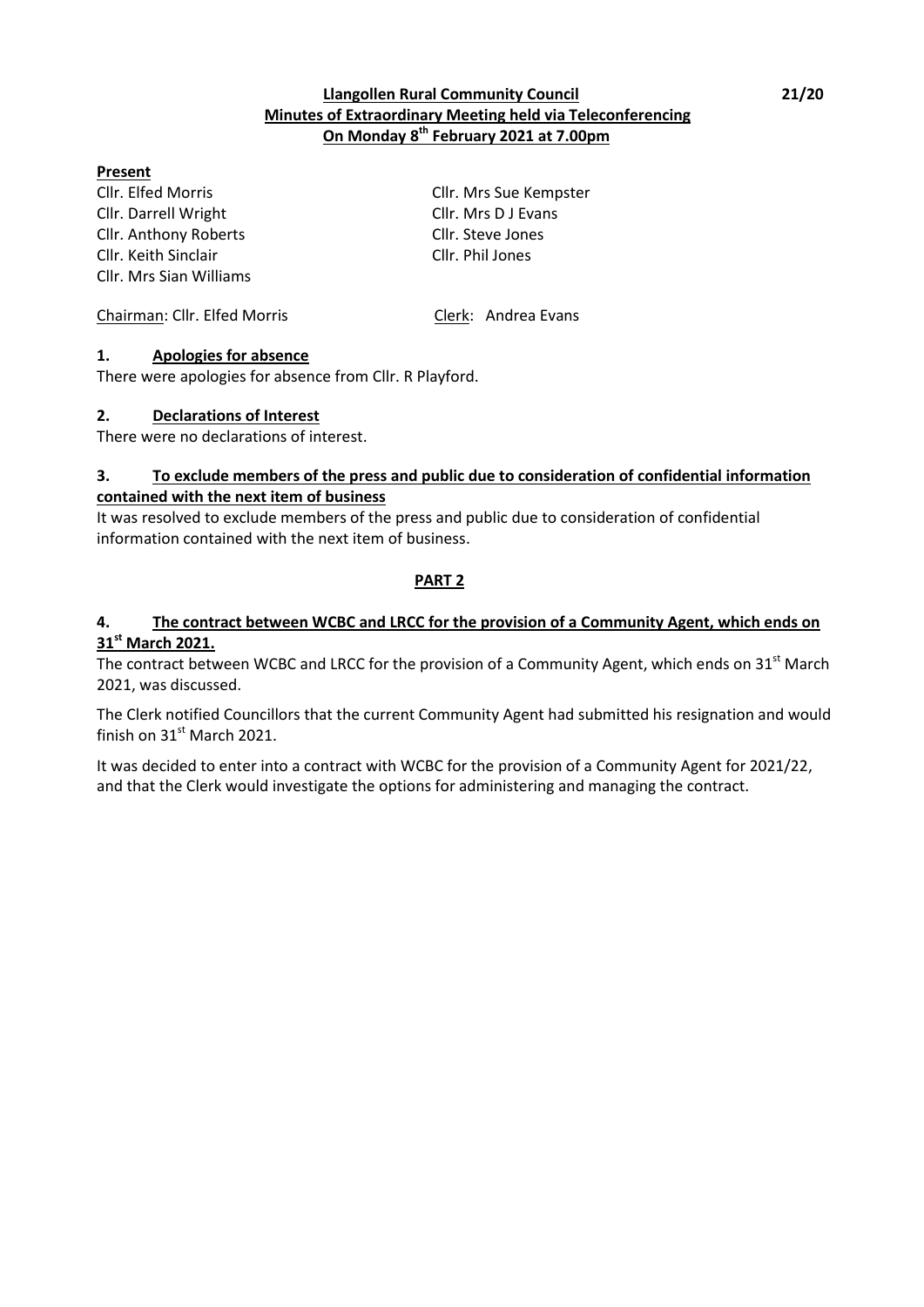**Llangollen Rural Community Council**
**Minutes of Extraordinary Meeting held via Teleconferencing**
**On Monday 8th February 2021 at 7.00pm**

21/20

**Present**

| | |
|---|---|
| Cllr. Elfed Morris | Cllr. Mrs Sue Kempster |
| Cllr. Darrell Wright | Cllr. Mrs D J Evans |
| Cllr. Anthony Roberts | Cllr. Steve Jones |
| Cllr. Keith Sinclair | Cllr. Phil Jones |
| Cllr. Mrs Sian Williams | |

Chairman: Cllr. Elfed Morris    Clerk: Andrea Evans

## 1. Apologies for absence

There were apologies for absence from Cllr. R Playford.

## 2. Declarations of Interest

There were no declarations of interest.

## 3. To exclude members of the press and public due to consideration of confidential information contained with the next item of business

It was resolved to exclude members of the press and public due to consideration of confidential information contained with the next item of business.

## PART 2

## 4. The contract between WCBC and LRCC for the provision of a Community Agent, which ends on 31st March 2021.

The contract between WCBC and LRCC for the provision of a Community Agent, which ends on 31st March 2021, was discussed.

The Clerk notified Councillors that the current Community Agent had submitted his resignation and would finish on 31st March 2021.

It was decided to enter into a contract with WCBC for the provision of a Community Agent for 2021/22, and that the Clerk would investigate the options for administering and managing the contract.